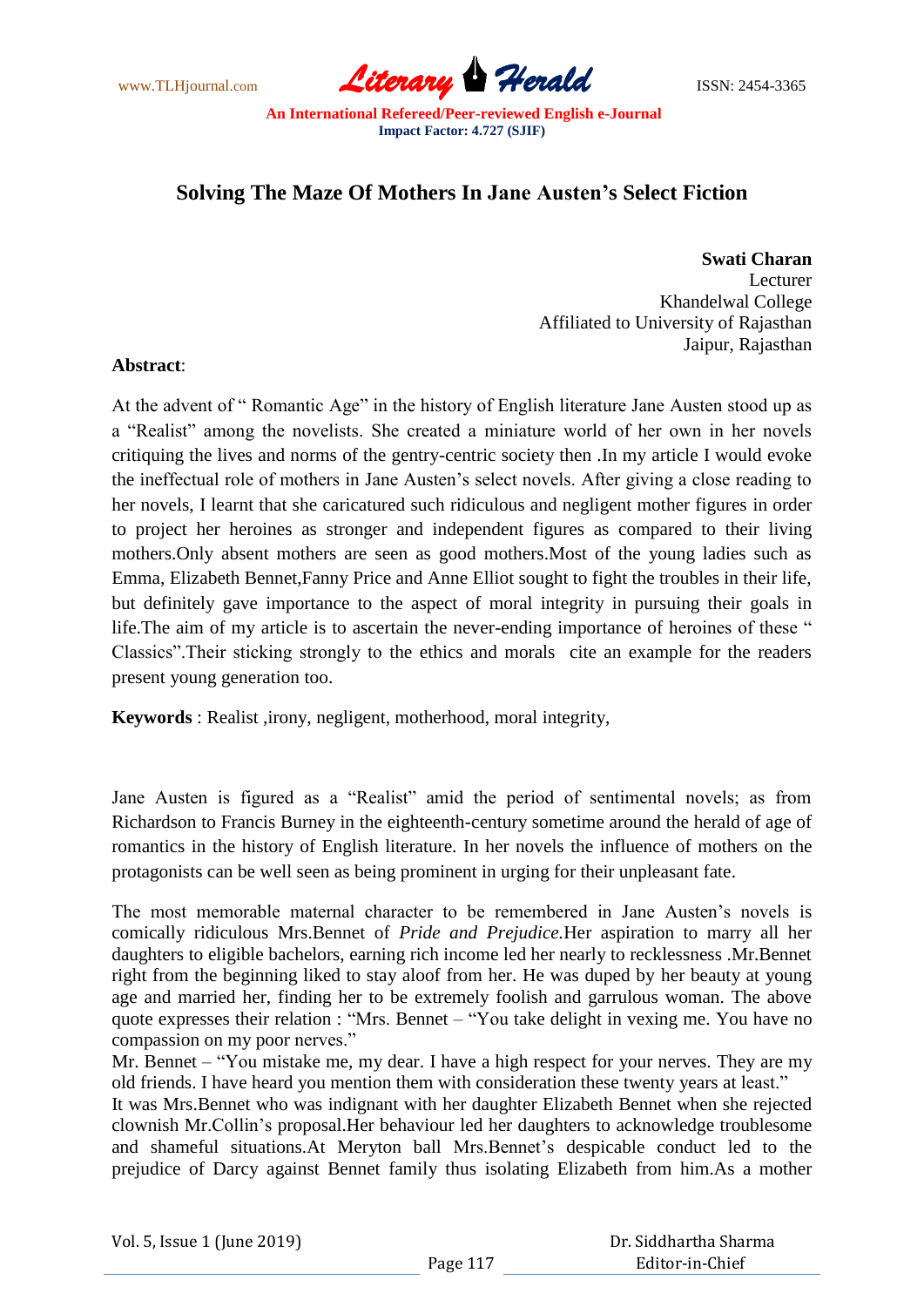# Solving The Maze Of Mothers In Jane Austen's Select Fiction

**Swati Charan**
Lecturer
Khandelwal College
Affiliated to University of Rajasthan
Jaipur, Rajasthan

**Abstract**:

At the advent of " Romantic Age" in the history of English literature Jane Austen stood up as a "Realist" among the novelists. She created a miniature world of her own in her novels critiquing the lives and norms of the gentry-centric society then .In my article I would evoke the ineffectual role of mothers in Jane Austen's select novels. After giving a close reading to her novels, I learnt that she caricatured such ridiculous and negligent mother figures in order to project her heroines as stronger and independent figures as compared to their living mothers.Only absent mothers are seen as good mothers.Most of the young ladies such as Emma, Elizabeth Bennet,Fanny Price and Anne Elliot sought to fight the troubles in their life, but definitely gave importance to the aspect of moral integrity in pursuing their goals in life.The aim of my article is to ascertain the never-ending importance of heroines of these " Classics".Their sticking strongly to the ethics and morals cite an example for the readers present young generation too.

**Keywords** : Realist ,irony, negligent, motherhood, moral integrity,

Jane Austen is figured as a "Realist" amid the period of sentimental novels; as from Richardson to Francis Burney in the eighteenth-century sometime around the herald of age of romantics in the history of English literature. In her novels the influence of mothers on the protagonists can be well seen as being prominent in urging for their unpleasant fate.

The most memorable maternal character to be remembered in Jane Austen's novels is comically ridiculous Mrs.Bennet of *Pride and Prejudice*.Her aspiration to marry all her daughters to eligible bachelors, earning rich income led her nearly to recklessness .Mr.Bennet right from the beginning liked to stay aloof from her. He was duped by her beauty at young age and married her, finding her to be extremely foolish and garrulous woman. The above quote expresses their relation : "Mrs. Bennet – "You take delight in vexing me. You have no compassion on my poor nerves."

Mr. Bennet – "You mistake me, my dear. I have a high respect for your nerves. They are my old friends. I have heard you mention them with consideration these twenty years at least."

It was Mrs.Bennet who was indignant with her daughter Elizabeth Bennet when she rejected clownish Mr.Collin's proposal.Her behaviour led her daughters to acknowledge troublesome and shameful situations.At Meryton ball Mrs.Bennet's despicable conduct led to the prejudice of Darcy against Bennet family thus isolating Elizabeth from him.As a mother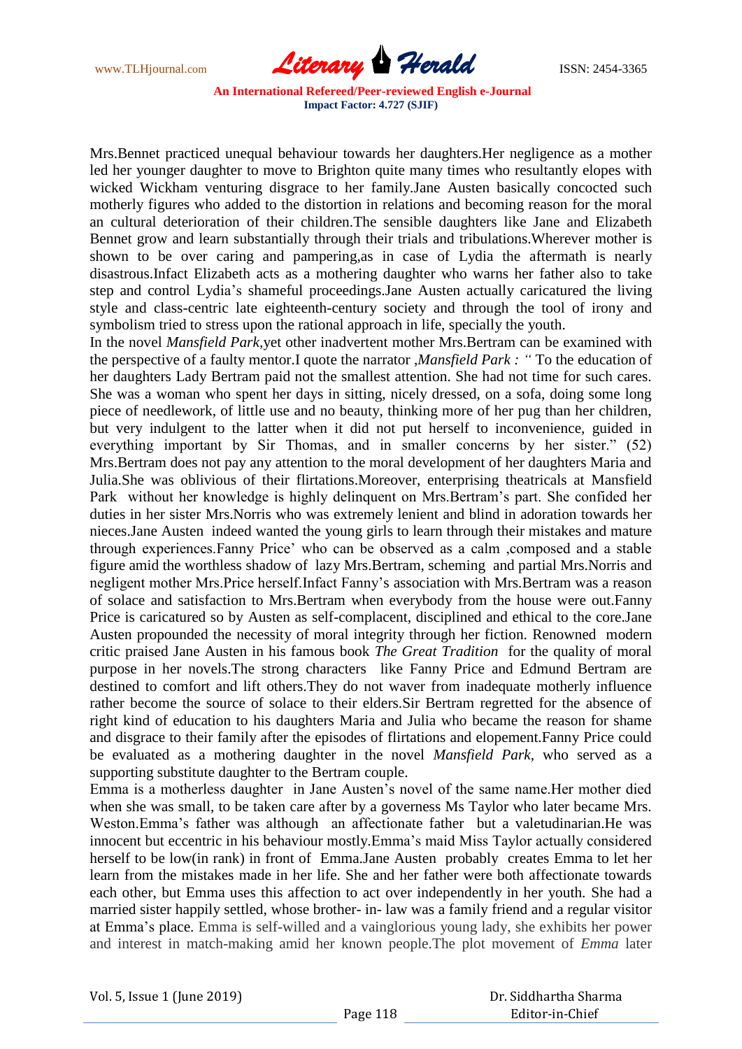Mrs.Bennet practiced unequal behaviour towards her daughters.Her negligence as a mother led her younger daughter to move to Brighton quite many times who resultantly elopes with wicked Wickham venturing disgrace to her family.Jane Austen basically concocted such motherly figures who added to the distortion in relations and becoming reason for the moral an cultural deterioration of their children.The sensible daughters like Jane and Elizabeth Bennet grow and learn substantially through their trials and tribulations.Wherever mother is shown to be over caring and pampering,as in case of Lydia the aftermath is nearly disastrous.Infact Elizabeth acts as a mothering daughter who warns her father also to take step and control Lydia's shameful proceedings.Jane Austen actually caricatured the living style and class-centric late eighteenth-century society and through the tool of irony and symbolism tried to stress upon the rational approach in life, specially the youth.

In the novel *Mansfield Park*,yet other inadvertent mother Mrs.Bertram can be examined with the perspective of a faulty mentor.I quote the narrator ,*Mansfield Park : "* To the education of her daughters Lady Bertram paid not the smallest attention. She had not time for such cares. She was a woman who spent her days in sitting, nicely dressed, on a sofa, doing some long piece of needlework, of little use and no beauty, thinking more of her pug than her children, but very indulgent to the latter when it did not put herself to inconvenience, guided in everything important by Sir Thomas, and in smaller concerns by her sister." (52) Mrs.Bertram does not pay any attention to the moral development of her daughters Maria and Julia.She was oblivious of their flirtations.Moreover, enterprising theatricals at Mansfield Park without her knowledge is highly delinquent on Mrs.Bertram's part. She confided her duties in her sister Mrs.Norris who was extremely lenient and blind in adoration towards her nieces.Jane Austen indeed wanted the young girls to learn through their mistakes and mature through experiences.Fanny Price' who can be observed as a calm ,composed and a stable figure amid the worthless shadow of lazy Mrs.Bertram, scheming and partial Mrs.Norris and negligent mother Mrs.Price herself.Infact Fanny's association with Mrs.Bertram was a reason of solace and satisfaction to Mrs.Bertram when everybody from the house were out.Fanny Price is caricatured so by Austen as self-complacent, disciplined and ethical to the core.Jane Austen propounded the necessity of moral integrity through her fiction. Renowned modern critic praised Jane Austen in his famous book *The Great Tradition* for the quality of moral purpose in her novels.The strong characters like Fanny Price and Edmund Bertram are destined to comfort and lift others.They do not waver from inadequate motherly influence rather become the source of solace to their elders.Sir Bertram regretted for the absence of right kind of education to his daughters Maria and Julia who became the reason for shame and disgrace to their family after the episodes of flirtations and elopement.Fanny Price could be evaluated as a mothering daughter in the novel *Mansfield Park*, who served as a supporting substitute daughter to the Bertram couple.

Emma is a motherless daughter in Jane Austen's novel of the same name.Her mother died when she was small, to be taken care after by a governess Ms Taylor who later became Mrs. Weston.Emma's father was although an affectionate father but a valetudinarian.He was innocent but eccentric in his behaviour mostly.Emma's maid Miss Taylor actually considered herself to be low(in rank) in front of Emma.Jane Austen probably creates Emma to let her learn from the mistakes made in her life. She and her father were both affectionate towards each other, but Emma uses this affection to act over independently in her youth. She had a married sister happily settled, whose brother- in- law was a family friend and a regular visitor at Emma's place. Emma is self-willed and a vainglorious young lady, she exhibits her power and interest in match-making amid her known people.The plot movement of *Emma* later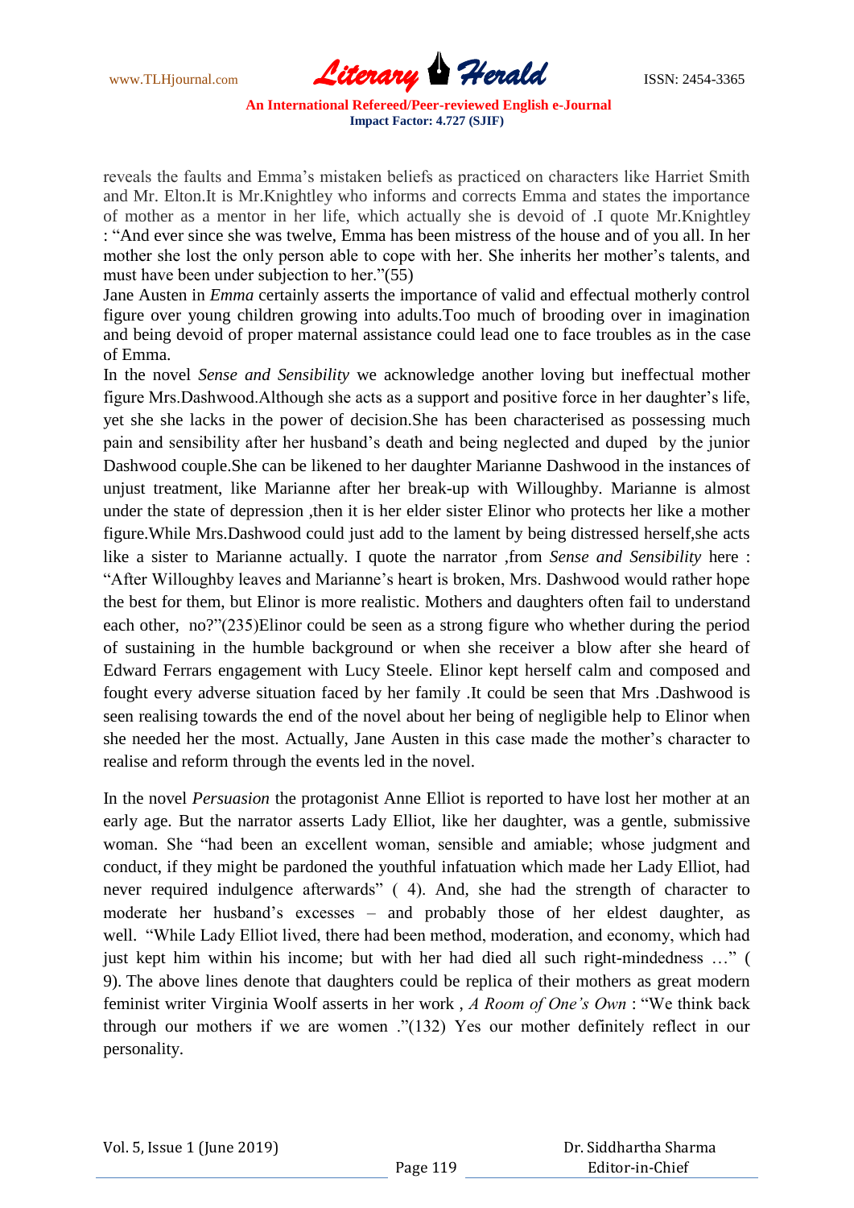reveals the faults and Emma's mistaken beliefs as practiced on characters like Harriet Smith and Mr. Elton.It is Mr.Knightley who informs and corrects Emma and states the importance of mother as a mentor in her life, which actually she is devoid of .I quote Mr.Knightley : "And ever since she was twelve, Emma has been mistress of the house and of you all. In her mother she lost the only person able to cope with her. She inherits her mother's talents, and must have been under subjection to her."(55)

Jane Austen in *Emma* certainly asserts the importance of valid and effectual motherly control figure over young children growing into adults.Too much of brooding over in imagination and being devoid of proper maternal assistance could lead one to face troubles as in the case of Emma.

In the novel *Sense and Sensibility* we acknowledge another loving but ineffectual mother figure Mrs.Dashwood.Although she acts as a support and positive force in her daughter's life, yet she she lacks in the power of decision.She has been characterised as possessing much pain and sensibility after her husband's death and being neglected and duped by the junior Dashwood couple.She can be likened to her daughter Marianne Dashwood in the instances of unjust treatment, like Marianne after her break-up with Willoughby. Marianne is almost under the state of depression ,then it is her elder sister Elinor who protects her like a mother figure.While Mrs.Dashwood could just add to the lament by being distressed herself,she acts like a sister to Marianne actually. I quote the narrator ,from *Sense and Sensibility* here : "After Willoughby leaves and Marianne's heart is broken, Mrs. Dashwood would rather hope the best for them, but Elinor is more realistic. Mothers and daughters often fail to understand each other, no?"(235)Elinor could be seen as a strong figure who whether during the period of sustaining in the humble background or when she receiver a blow after she heard of Edward Ferrars engagement with Lucy Steele. Elinor kept herself calm and composed and fought every adverse situation faced by her family .It could be seen that Mrs .Dashwood is seen realising towards the end of the novel about her being of negligible help to Elinor when she needed her the most. Actually, Jane Austen in this case made the mother's character to realise and reform through the events led in the novel.

In the novel *Persuasion* the protagonist Anne Elliot is reported to have lost her mother at an early age. But the narrator asserts Lady Elliot, like her daughter, was a gentle, submissive woman. She "had been an excellent woman, sensible and amiable; whose judgment and conduct, if they might be pardoned the youthful infatuation which made her Lady Elliot, had never required indulgence afterwards" ( 4). And, she had the strength of character to moderate her husband's excesses – and probably those of her eldest daughter, as well. "While Lady Elliot lived, there had been method, moderation, and economy, which had just kept him within his income; but with her had died all such right-mindedness …" ( 9). The above lines denote that daughters could be replica of their mothers as great modern feminist writer Virginia Woolf asserts in her work , *A Room of One's Own* : "We think back through our mothers if we are women ."(132) Yes our mother definitely reflect in our personality.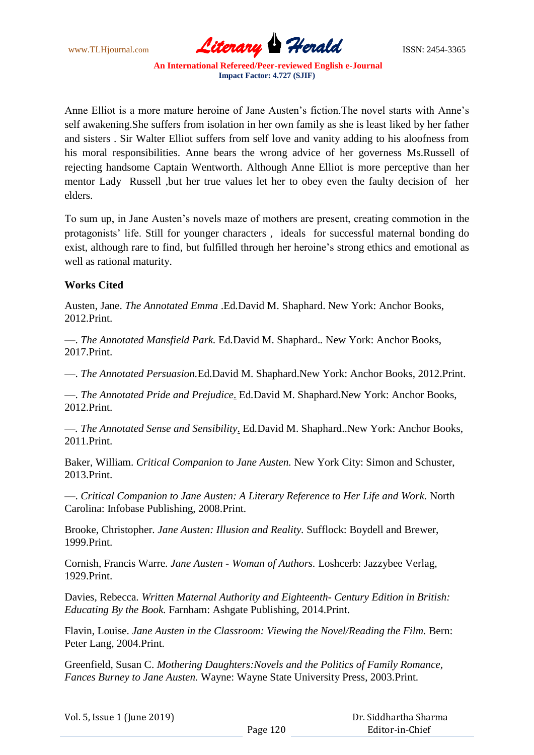Anne Elliot is a more mature heroine of Jane Austen's fiction.The novel starts with Anne's self awakening.She suffers from isolation in her own family as she is least liked by her father and sisters . Sir Walter Elliot suffers from self love and vanity adding to his aloofness from his moral responsibilities. Anne bears the wrong advice of her governess Ms.Russell of rejecting handsome Captain Wentworth. Although Anne Elliot is more perceptive than her mentor Lady Russell ,but her true values let her to obey even the faulty decision of her elders.

To sum up, in Jane Austen's novels maze of mothers are present, creating commotion in the protagonists' life. Still for younger characters , ideals for successful maternal bonding do exist, although rare to find, but fulfilled through her heroine's strong ethics and emotional as well as rational maturity.

**Works Cited**

Austen, Jane. *The Annotated Emma* .Ed.David M. Shaphard. New York: Anchor Books, 2012.Print.

—. *The Annotated Mansfield Park.* Ed.David M. Shaphard.. New York: Anchor Books, 2017.Print.

—. *The Annotated Persuasion.*Ed.David M. Shaphard.New York: Anchor Books, 2012.Print.

—. *The Annotated Pride and Prejudice*. Ed.David M. Shaphard.New York: Anchor Books, 2012.Print.

—. *The Annotated Sense and Sensibility*. Ed.David M. Shaphard..New York: Anchor Books, 2011.Print.

Baker, William. *Critical Companion to Jane Austen.* New York City: Simon and Schuster, 2013.Print.

—. *Critical Companion to Jane Austen: A Literary Reference to Her Life and Work.* North Carolina: Infobase Publishing, 2008.Print.

Brooke, Christopher. *Jane Austen: Illusion and Reality.* Sufflock: Boydell and Brewer, 1999.Print.

Cornish, Francis Warre. *Jane Austen - Woman of Authors.* Loshcerb: Jazzybee Verlag, 1929.Print.

Davies, Rebecca. *Written Maternal Authority and Eighteenth- Century Edition in British: Educating By the Book.* Farnham: Ashgate Publishing, 2014.Print.

Flavin, Louise. *Jane Austen in the Classroom: Viewing the Novel/Reading the Film.* Bern: Peter Lang, 2004.Print.

Greenfield, Susan C. *Mothering Daughters:Novels and the Politics of Family Romance, Fances Burney to Jane Austen.* Wayne: Wayne State University Press, 2003.Print.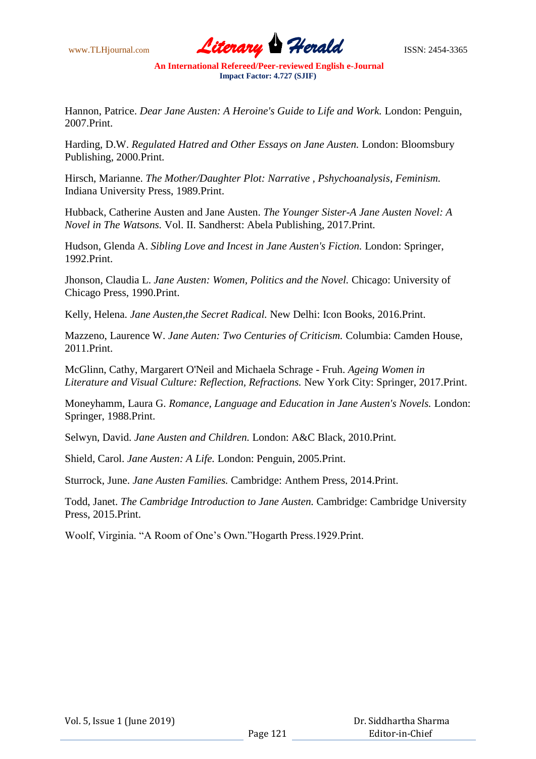Hannon, Patrice. *Dear Jane Austen: A Heroine's Guide to Life and Work.* London: Penguin, 2007.Print.

Harding, D.W. *Regulated Hatred and Other Essays on Jane Austen.* London: Bloomsbury Publishing, 2000.Print.

Hirsch, Marianne. *The Mother/Daughter Plot: Narrative , Pshychoanalysis, Feminism.* Indiana University Press, 1989.Print.

Hubback, Catherine Austen and Jane Austen. *The Younger Sister-A Jane Austen Novel: A Novel in The Watsons.* Vol. II. Sandherst: Abela Publishing, 2017.Print.

Hudson, Glenda A. *Sibling Love and Incest in Jane Austen's Fiction.* London: Springer, 1992.Print.

Jhonson, Claudia L. *Jane Austen: Women, Politics and the Novel.* Chicago: University of Chicago Press, 1990.Print.

Kelly, Helena. *Jane Austen,the Secret Radical.* New Delhi: Icon Books, 2016.Print.

Mazzeno, Laurence W. *Jane Auten: Two Centuries of Criticism.* Columbia: Camden House, 2011.Print.

McGlinn, Cathy, Margarert O'Neil and Michaela Schrage - Fruh. *Ageing Women in Literature and Visual Culture: Reflection, Refractions.* New York City: Springer, 2017.Print.

Moneyhamm, Laura G. *Romance, Language and Education in Jane Austen's Novels.* London: Springer, 1988.Print.

Selwyn, David. *Jane Austen and Children.* London: A&C Black, 2010.Print.

Shield, Carol. *Jane Austen: A Life.* London: Penguin, 2005.Print.

Sturrock, June. *Jane Austen Families.* Cambridge: Anthem Press, 2014.Print.

Todd, Janet. *The Cambridge Introduction to Jane Austen.* Cambridge: Cambridge University Press, 2015.Print.

Woolf, Virginia. "A Room of One's Own."Hogarth Press.1929.Print.